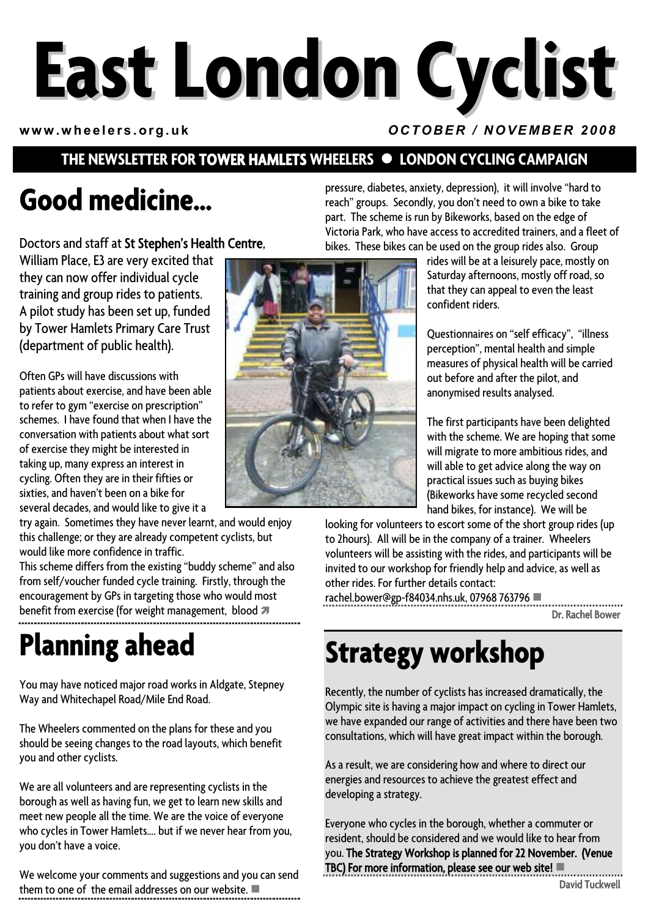# East London Cyclist

www.wheelers.org.uk

OCTOBER / NOVEMBER 2008

**THE NEWSLETTER FOR TOWER HAMLETS WHEELERS ● LONDON CYCLING CAMPAIGN**

## Good medicine...

Doctors and staff at **St Stephen's Health Centre**, William Place, E3 are very excited that they can now offer individual cycle training and group rides to patients. A pilot study has been set up, funded by Tower Hamlets Primary Care Trust (department of public health).

Often GPs will have discussions with patients about exercise, and have been able to refer to gym "exercise on prescription" schemes. I have found that when I have the conversation with patients about what sort of exercise they might be interested in taking up, many express an interest in cycling. Often they are in their fifties or sixties, and haven't been on a bike for several decades, and would like to give it a try again. Sometimes they have never learnt, and would enjoy this challenge; or they are already competent cyclists, but would like more confidence in traffic.

This scheme differs from the existing "buddy scheme" and also from self/voucher funded cycle training. Firstly, through the encouragement by GPs in targeting those who would most benefit from exercise (for weight management, blood pressure, diabetes, anxiety, depression), it will involve "hard to reach" groups. Secondly, you don't need to own a bike to take part. The scheme is run by Bikeworks, based on the edge of Victoria Park, who have access to accredited trainers, and a fleet of bikes. These bikes can be used on the group rides also. Group rides will be at a leisurely pace, mostly on Saturday afternoons, mostly off road, so that they can appeal to even the least confident riders.

Questionnaires on "self efficacy", "illness perception", mental health and simple measures of physical health will be carried out before and after the pilot, and anonymised results analysed.

The first participants have been delighted with the scheme. We are hoping that some will migrate to more ambitious rides, and will able to get advice along the way on practical issues such as buying bikes (Bikeworks have some recycled second hand bikes, for instance). We will be looking for volunteers to escort some of the short group rides (up to 2hours). All will be in the company of a trainer. Wheelers volunteers will be assisting with the rides, and participants will be invited to our workshop for friendly help and advice, as well as other rides. For further details contact:
rachel.bower@gp-f84034.nhs.uk, 07968 763796 ■

**Dr. Rachel Bower**

## Planning ahead

You may have noticed major road works in Aldgate, Stepney Way and Whitechapel Road/Mile End Road.

The Wheelers commented on the plans for these and you should be seeing changes to the road layouts, which benefit you and other cyclists.

We are all volunteers and are representing cyclists in the borough as well as having fun, we get to learn new skills and meet new people all the time. We are the voice of everyone who cycles in Tower Hamlets.... but if we never hear from you, you don't have a voice.

We welcome your comments and suggestions and you can send them to one of the email addresses on our website. ■

## Strategy workshop

Recently, the number of cyclists has increased dramatically, the Olympic site is having a major impact on cycling in Tower Hamlets, we have expanded our range of activities and there have been two consultations, which will have great impact within the borough.

As a result, we are considering how and where to direct our energies and resources to achieve the greatest effect and developing a strategy.

Everyone who cycles in the borough, whether a commuter or resident, should be considered and we would like to hear from you. **The Strategy Workshop is planned for 22 November. (Venue TBC) For more information, please see our web site!** ■

**David Tuckwell**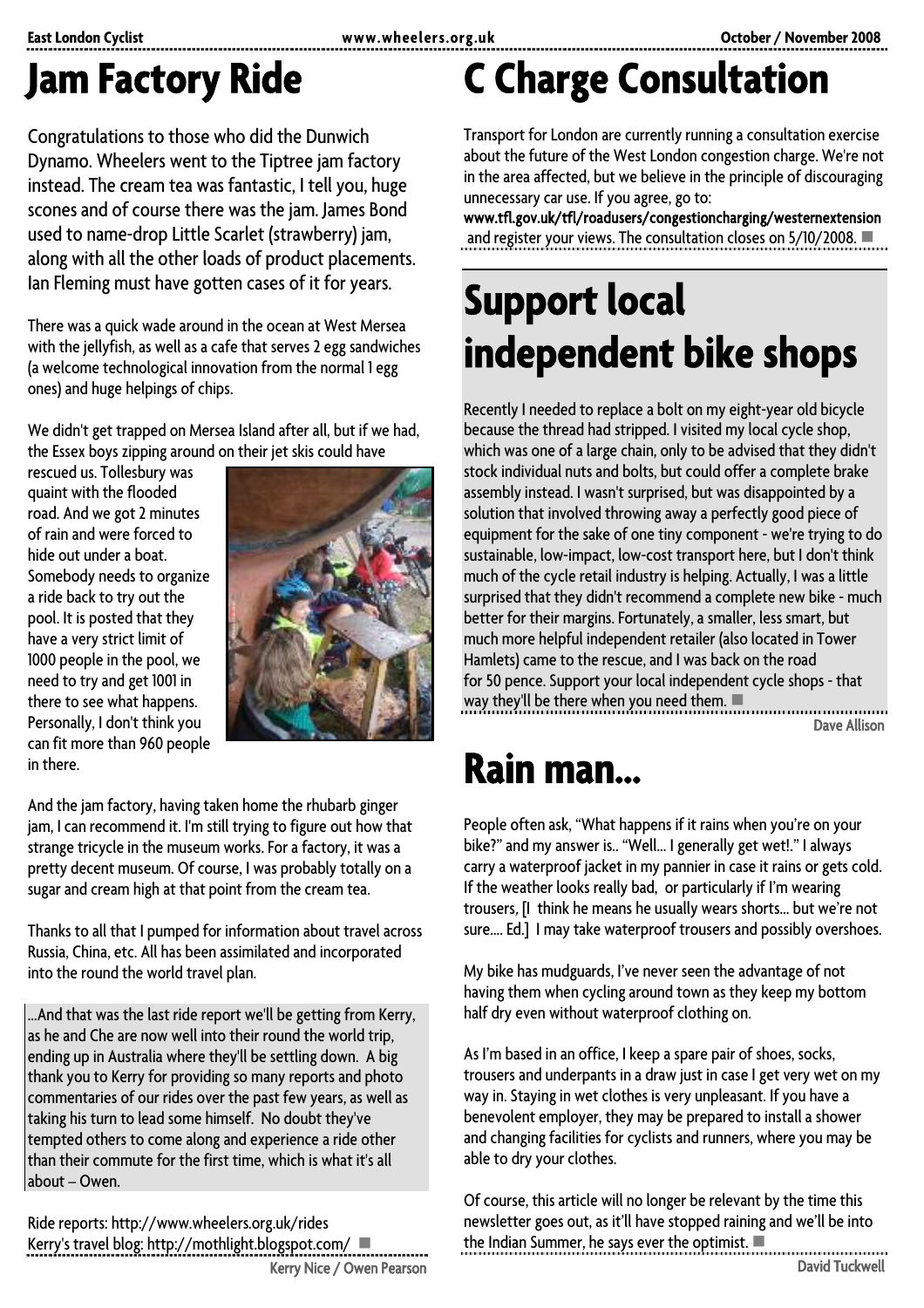# Jam Factory Ride

Congratulations to those who did the Dunwich Dynamo. Wheelers went to the Tiptree jam factory instead. The cream tea was fantastic, I tell you, huge scones and of course there was the jam. James Bond used to name-drop Little Scarlet (strawberry) jam, along with all the other loads of product placements. Ian Fleming must have gotten cases of it for years.

There was a quick wade around in the ocean at West Mersea with the jellyfish, as well as a cafe that serves 2 egg sandwiches (a welcome technological innovation from the normal 1 egg ones) and huge helpings of chips.

We didn't get trapped on Mersea Island after all, but if we had, the Essex boys zipping around on their jet skis could have rescued us. Tollesbury was quaint with the flooded road. And we got 2 minutes of rain and were forced to hide out under a boat. Somebody needs to organize a ride back to try out the pool. It is posted that they have a very strict limit of 1000 people in the pool, we need to try and get 1001 in there to see what happens. Personally, I don't think you can fit more than 960 people in there.

And the jam factory, having taken home the rhubarb ginger jam, I can recommend it. I'm still trying to figure out how that strange tricycle in the museum works. For a factory, it was a pretty decent museum. Of course, I was probably totally on a sugar and cream high at that point from the cream tea.

Thanks to all that I pumped for information about travel across Russia, China, etc. All has been assimilated and incorporated into the round the world travel plan.

...And that was the last ride report we'll be getting from Kerry, as he and Che are now well into their round the world trip, ending up in Australia where they'll be settling down. A big thank you to Kerry for providing so many reports and photo commentaries of our rides over the past few years, as well as taking his turn to lead some himself. No doubt they've tempted others to come along and experience a ride other than their commute for the first time, which is what it's all about – Owen.

Ride reports: http://www.wheelers.org.uk/rides
Kerry's travel blog: http://mothlight.blogspot.com/

Kerry Nice / Owen Pearson

# C Charge Consultation

Transport for London are currently running a consultation exercise about the future of the West London congestion charge. We're not in the area affected, but we believe in the principle of discouraging unnecessary car use. If you agree, go to:
**www.tfl.gov.uk/tfl/roadusers/congestioncharging/westernextension** and register your views. The consultation closes on 5/10/2008.

# Support local independent bike shops

Recently I needed to replace a bolt on my eight-year old bicycle because the thread had stripped. I visited my local cycle shop, which was one of a large chain, only to be advised that they didn't stock individual nuts and bolts, but could offer a complete brake assembly instead. I wasn't surprised, but was disappointed by a solution that involved throwing away a perfectly good piece of equipment for the sake of one tiny component - we're trying to do sustainable, low-impact, low-cost transport here, but I don't think much of the cycle retail industry is helping. Actually, I was a little surprised that they didn't recommend a complete new bike - much better for their margins. Fortunately, a smaller, less smart, but much more helpful independent retailer (also located in Tower Hamlets) came to the rescue, and I was back on the road for 50 pence. Support your local independent cycle shops - that way they'll be there when you need them.

Dave Allison

# Rain man...

People often ask, "What happens if it rains when you're on your bike?" and my answer is.. "Well... I generally get wet!." I always carry a waterproof jacket in my pannier in case it rains or gets cold. If the weather looks really bad, or particularly if I'm wearing trousers, [I think he means he usually wears shorts... but we're not sure.... Ed.] I may take waterproof trousers and possibly overshoes.

My bike has mudguards, I've never seen the advantage of not having them when cycling around town as they keep my bottom half dry even without waterproof clothing on.

As I'm based in an office, I keep a spare pair of shoes, socks, trousers and underpants in a draw just in case I get very wet on my way in. Staying in wet clothes is very unpleasant. If you have a benevolent employer, they may be prepared to install a shower and changing facilities for cyclists and runners, where you may be able to dry your clothes.

Of course, this article will no longer be relevant by the time this newsletter goes out, as it'll have stopped raining and we'll be into the Indian Summer, he says ever the optimist.

David Tuckwell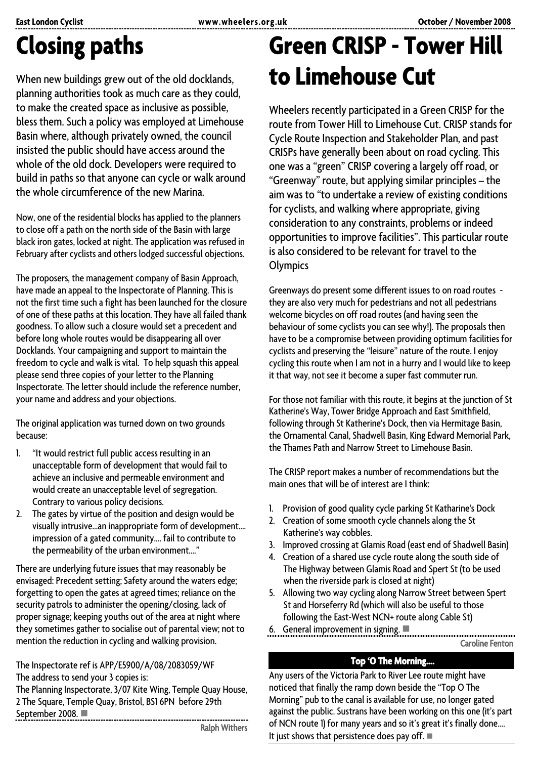# Closing paths

When new buildings grew out of the old docklands, planning authorities took as much care as they could, to make the created space as inclusive as possible, bless them. Such a policy was employed at Limehouse Basin where, although privately owned, the council insisted the public should have access around the whole of the old dock. Developers were required to build in paths so that anyone can cycle or walk around the whole circumference of the new Marina.

Now, one of the residential blocks has applied to the planners to close off a path on the north side of the Basin with large black iron gates, locked at night. The application was refused in February after cyclists and others lodged successful objections.

The proposers, the management company of Basin Approach, have made an appeal to the Inspectorate of Planning. This is not the first time such a fight has been launched for the closure of one of these paths at this location. They have all failed thank goodness. To allow such a closure would set a precedent and before long whole routes would be disappearing all over Docklands. Your campaigning and support to maintain the freedom to cycle and walk is vital. To help squash this appeal please send three copies of your letter to the Planning Inspectorate. The letter should include the reference number, your name and address and your objections.

The original application was turned down on two grounds because:

1. "It would restrict full public access resulting in an unacceptable form of development that would fail to achieve an inclusive and permeable environment and would create an unacceptable level of segregation. Contrary to various policy decisions.
2. The gates by virtue of the position and design would be visually intrusive...an inappropriate form of development.... impression of a gated community.... fail to contribute to the permeability of the urban environment...."

There are underlying future issues that may reasonably be envisaged: Precedent setting; Safety around the waters edge; forgetting to open the gates at agreed times; reliance on the security patrols to administer the opening/closing, lack of proper signage; keeping youths out of the area at night where they sometimes gather to socialise out of parental view; not to mention the reduction in cycling and walking provision.

The Inspectorate ref is APP/E5900/A/08/2083059/WF
The address to send your 3 copies is:
The Planning Inspectorate, 3/07 Kite Wing, Temple Quay House, 2 The Square, Temple Quay, Bristol, BS1 6PN before 29th September 2008. ■

Ralph Withers

# Green CRISP - Tower Hill to Limehouse Cut

Wheelers recently participated in a Green CRISP for the route from Tower Hill to Limehouse Cut. CRISP stands for Cycle Route Inspection and Stakeholder Plan, and past CRISPs have generally been about on road cycling. This one was a "green" CRISP covering a largely off road, or "Greenway" route, but applying similar principles – the aim was to "to undertake a review of existing conditions for cyclists, and walking where appropriate, giving consideration to any constraints, problems or indeed opportunities to improve facilities". This particular route is also considered to be relevant for travel to the Olympics

Greenways do present some different issues to on road routes - they are also very much for pedestrians and not all pedestrians welcome bicycles on off road routes (and having seen the behaviour of some cyclists you can see why!). The proposals then have to be a compromise between providing optimum facilities for cyclists and preserving the "leisure" nature of the route. I enjoy cycling this route when I am not in a hurry and I would like to keep it that way, not see it become a super fast commuter run.

For those not familiar with this route, it begins at the junction of St Katherine's Way, Tower Bridge Approach and East Smithfield, following through St Katherine's Dock, then via Hermitage Basin, the Ornamental Canal, Shadwell Basin, King Edward Memorial Park, the Thames Path and Narrow Street to Limehouse Basin.

The CRISP report makes a number of recommendations but the main ones that will be of interest are I think:

1. Provision of good quality cycle parking St Katharine's Dock
2. Creation of some smooth cycle channels along the St Katherine's way cobbles.
3. Improved crossing at Glamis Road (east end of Shadwell Basin)
4. Creation of a shared use cycle route along the south side of The Highway between Glamis Road and Spert St (to be used when the riverside park is closed at night)
5. Allowing two way cycling along Narrow Street between Spert St and Horseferry Rd (which will also be useful to those following the East-West NCN+ route along Cable St)
6. General improvement in signing. ■

Caroline Fenton

## Top 'O The Morning....

Any users of the Victoria Park to River Lee route might have noticed that finally the ramp down beside the "Top O The Morning" pub to the canal is available for use, no longer gated against the public. Sustrans have been working on this one (it's part of NCN route 1) for many years and so it's great it's finally done.... It just shows that persistence does pay off. ■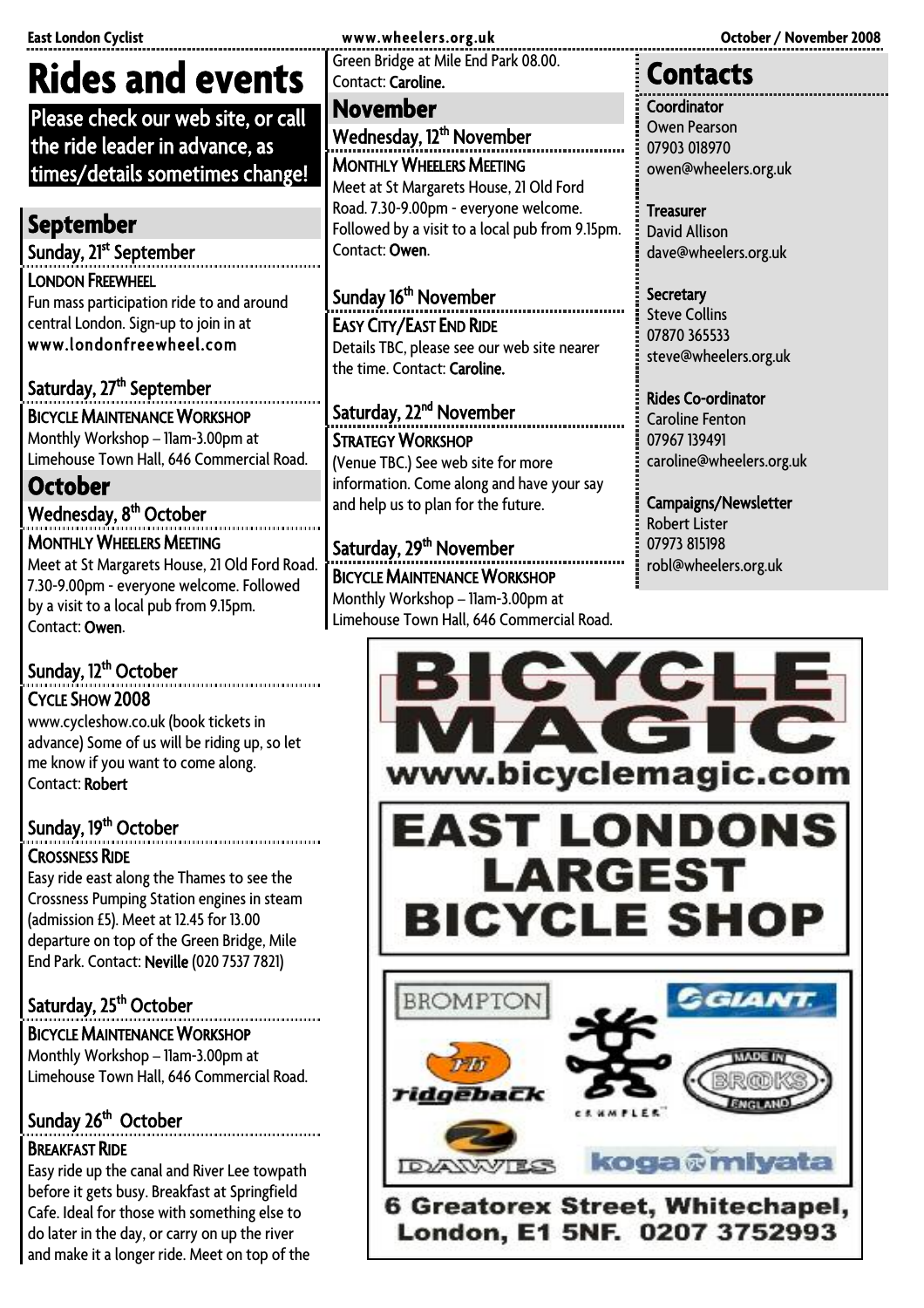# Rides and events

**Please check our web site, or call the ride leader in advance, as times/details sometimes change!**

## September

### Sunday, 21st September

**LONDON FREEWHEEL**
Fun mass participation ride to and around central London. Sign-up to join in at www.londonfreewheel.com

### Saturday, 27th September

**BICYCLE MAINTENANCE WORKSHOP**
Monthly Workshop – 11am-3.00pm at Limehouse Town Hall, 646 Commercial Road.

## October

### Wednesday, 8th October

**MONTHLY WHEELERS MEETING**
Meet at St Margarets House, 21 Old Ford Road. 7.30-9.00pm - everyone welcome. Followed by a visit to a local pub from 9.15pm. Contact: **Owen**.

### Sunday, 12th October

**CYCLE SHOW 2008**
www.cycleshow.co.uk (book tickets in advance) Some of us will be riding up, so let me know if you want to come along. Contact: **Robert**

### Sunday, 19th October

**CROSSNESS RIDE**
Easy ride east along the Thames to see the Crossness Pumping Station engines in steam (admission £5). Meet at 12.45 for 13.00 departure on top of the Green Bridge, Mile End Park. Contact: **Neville** (020 7537 7821)

### Saturday, 25th October

**BICYCLE MAINTENANCE WORKSHOP**
Monthly Workshop – 11am-3.00pm at Limehouse Town Hall, 646 Commercial Road.

### Sunday 26th October

**BREAKFAST RIDE**
Easy ride up the canal and River Lee towpath before it gets busy. Breakfast at Springfield Cafe. Ideal for those with something else to do later in the day, or carry on up the river and make it a longer ride. Meet on top of the Green Bridge at Mile End Park 08.00. Contact: **Caroline.**

## November

### Wednesday, 12th November

**MONTHLY WHEELERS MEETING**
Meet at St Margarets House, 21 Old Ford Road. 7.30-9.00pm - everyone welcome. Followed by a visit to a local pub from 9.15pm. Contact: **Owen**.

### Sunday 16th November

**EASY CITY/EAST END RIDE**
Details TBC, please see our web site nearer the time. Contact: **Caroline.**

### Saturday, 22nd November

**STRATEGY WORKSHOP**
(Venue TBC.) See web site for more information. Come along and have your say and help us to plan for the future.

### Saturday, 29th November

**BICYCLE MAINTENANCE WORKSHOP**
Monthly Workshop – 11am-3.00pm at Limehouse Town Hall, 646 Commercial Road.

# Contacts

**Coordinator**
Owen Pearson
07903 018970
owen@wheelers.org.uk

**Treasurer**
David Allison
dave@wheelers.org.uk

**Secretary**
Steve Collins
07870 365533
steve@wheelers.org.uk

**Rides Co-ordinator**
Caroline Fenton
07967 139491
caroline@wheelers.org.uk

**Campaigns/Newsletter**
Robert Lister
07973 815198
robl@wheelers.org.uk

BICYCLE MAGIC
www.bicyclemagic.com

EAST LONDONS LARGEST BICYCLE SHOP

BROMPTON GIANT Ridgeback CRUMPLER BROOKS DAWES koga miyata

6 Greatorex Street, Whitechapel, London, E1 5NF. 0207 3752993